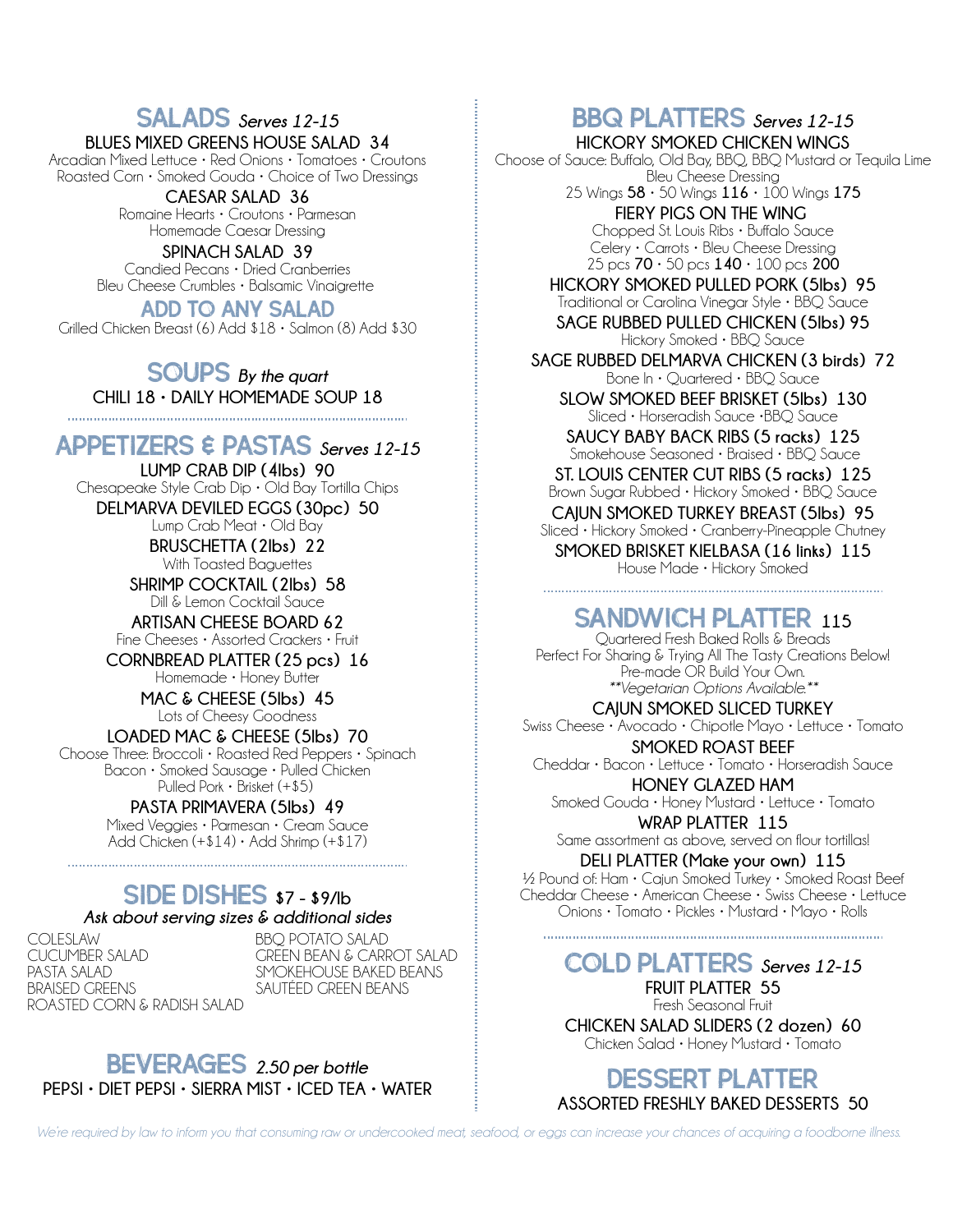## SALADS *Serves 12-15*

**BLUES MIXED GREENS HOUSE SALAD 34**
Arcadian Mixed Lettuce • Red Onions • Tomatoes • Croutons
Roasted Corn • Smoked Gouda • Choice of Two Dressings

**CAESAR SALAD 36**
Romaine Hearts • Croutons • Parmesan
Homemade Caesar Dressing

**SPINACH SALAD 39**
Candied Pecans • Dried Cranberries
Bleu Cheese Crumbles • Balsamic Vinaigrette

### ADD TO ANY SALAD
Grilled Chicken Breast (6) Add $18 • Salmon (8) Add $30

## SOUPS *By the quart*

**CHILI 18 • DAILY HOMEMADE SOUP 18**

## APPETIZERS & PASTAS *Serves 12-15*

**LUMP CRAB DIP (4lbs) 90**
Chesapeake Style Crab Dip • Old Bay Tortilla Chips

**DELMARVA DEVILED EGGS (30pc) 50**
Lump Crab Meat • Old Bay

**BRUSCHETTA (2lbs) 22**
With Toasted Baguettes

**SHRIMP COCKTAIL (2lbs) 58**
Dill & Lemon Cocktail Sauce

**ARTISAN CHEESE BOARD 62**
Fine Cheeses • Assorted Crackers • Fruit

**CORNBREAD PLATTER (25 pcs) 16**
Homemade • Honey Butter

**MAC & CHEESE (5lbs) 45**
Lots of Cheesy Goodness

**LOADED MAC & CHEESE (5lbs) 70**
Choose Three: Broccoli • Roasted Red Peppers • Spinach
Bacon • Smoked Sausage • Pulled Chicken
Pulled Pork • Brisket (+$5)

**PASTA PRIMAVERA (5lbs) 49**
Mixed Veggies • Parmesan • Cream Sauce
Add Chicken (+$14) • Add Shrimp (+$17)

## SIDE DISHES *$7 - $9/lb*

*Ask about serving sizes & additional sides*

- COLESLAW
- CUCUMBER SALAD
- PASTA SALAD
- BRAISED GREENS
- ROASTED CORN & RADISH SALAD
- BBQ POTATO SALAD
- GREEN BEAN & CARROT SALAD
- SMOKEHOUSE BAKED BEANS
- SAUTÉED GREEN BEANS

## BEVERAGES *2.50 per bottle*

**PEPSI • DIET PEPSI • SIERRA MIST • ICED TEA • WATER**

## BBQ PLATTERS *Serves 12-15*

**HICKORY SMOKED CHICKEN WINGS**
Choose of Sauce: Buffalo, Old Bay, BBQ, BBQ Mustard or Tequila Lime
Bleu Cheese Dressing
25 Wings **58** • 50 Wings **116** • 100 Wings **175**

**FIERY PIGS ON THE WING**
Chopped St. Louis Ribs • Buffalo Sauce
Celery • Carrots • Bleu Cheese Dressing
25 pcs **70** • 50 pcs **140** • 100 pcs **200**

**HICKORY SMOKED PULLED PORK (5lbs) 95**
Traditional or Carolina Vinegar Style • BBQ Sauce

**SAGE RUBBED PULLED CHICKEN (5lbs) 95**
Hickory Smoked • BBQ Sauce

**SAGE RUBBED DELMARVA CHICKEN (3 birds) 72**
Bone In • Quartered • BBQ Sauce

**SLOW SMOKED BEEF BRISKET (5lbs) 130**
Sliced • Horseradish Sauce •BBQ Sauce

**SAUCY BABY BACK RIBS (5 racks) 125**
Smokehouse Seasoned • Braised • BBQ Sauce

**ST. LOUIS CENTER CUT RIBS (5 racks) 125**
Brown Sugar Rubbed • Hickory Smoked • BBQ Sauce

**CAJUN SMOKED TURKEY BREAST (5lbs) 95**
Sliced • Hickory Smoked • Cranberry-Pineapple Chutney

**SMOKED BRISKET KIELBASA (16 links) 115**
House Made • Hickory Smoked

## SANDWICH PLATTER 115

Quartered Fresh Baked Rolls & Breads
Perfect For Sharing & Trying All The Tasty Creations Below!
Pre-made OR Build Your Own.
*\*\*Vegetarian Options Available.\*\**

**CAJUN SMOKED SLICED TURKEY**
Swiss Cheese • Avocado • Chipotle Mayo • Lettuce • Tomato

**SMOKED ROAST BEEF**
Cheddar • Bacon • Lettuce • Tomato • Horseradish Sauce

**HONEY GLAZED HAM**
Smoked Gouda • Honey Mustard • Lettuce • Tomato

**WRAP PLATTER 115**
Same assortment as above, served on flour tortillas!

**DELI PLATTER (Make your own) 115**
½ Pound of: Ham • Cajun Smoked Turkey • Smoked Roast Beef
Cheddar Cheese • American Cheese • Swiss Cheese • Lettuce
Onions • Tomato • Pickles • Mustard • Mayo • Rolls

## COLD PLATTERS *Serves 12-15*

**FRUIT PLATTER 55**
Fresh Seasonal Fruit

**CHICKEN SALAD SLIDERS (2 dozen) 60**
Chicken Salad • Honey Mustard • Tomato

## DESSERT PLATTER

**ASSORTED FRESHLY BAKED DESSERTS 50**

*We're required by law to inform you that consuming raw or undercooked meat, seafood, or eggs can increase your chances of acquiring a foodborne illness.*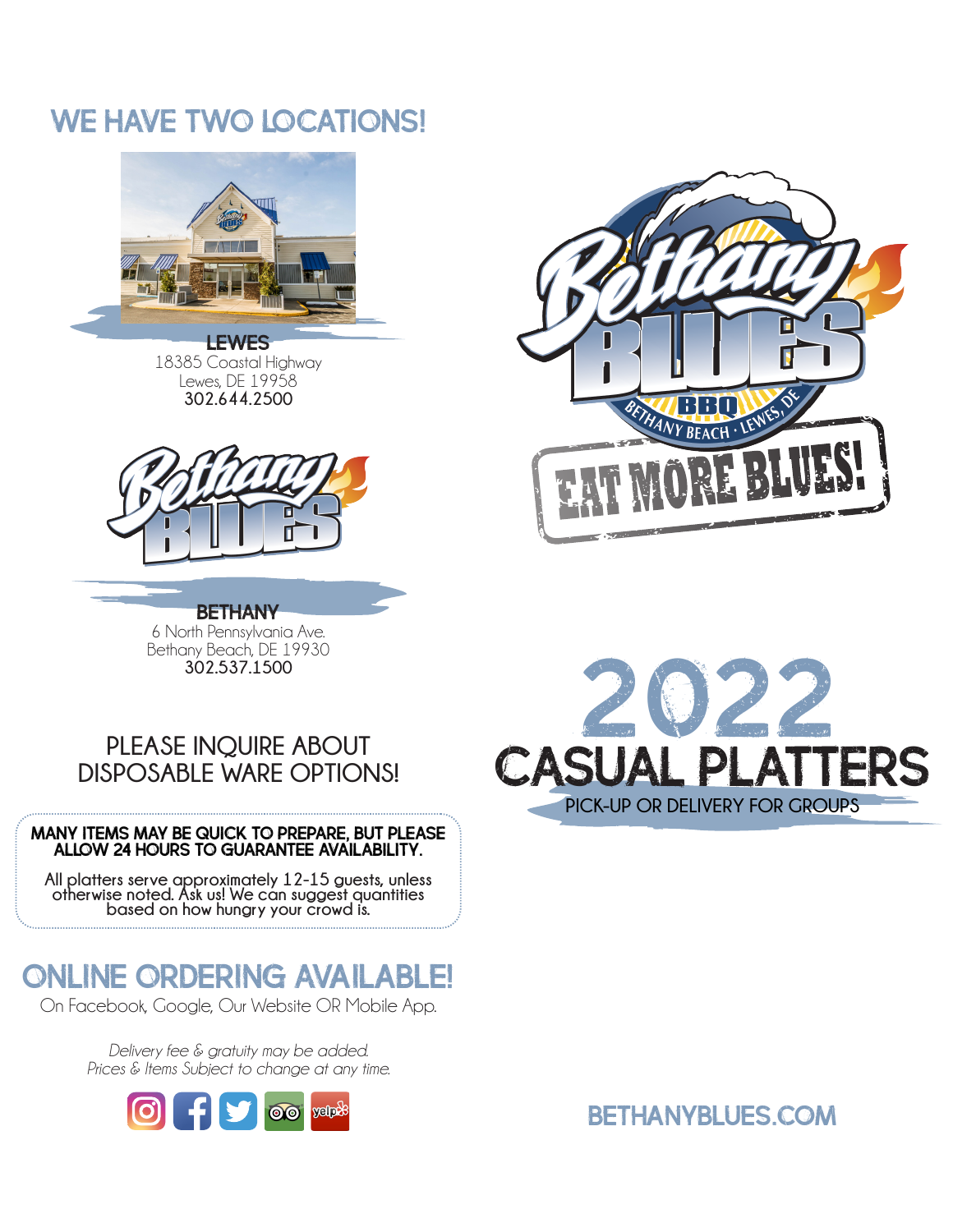# WE HAVE TWO LOCATIONS!

**LEWES**
18385 Coastal Highway
Lewes, DE 19958
302.644.2500

**BETHANY**
6 North Pennsylvania Ave.
Bethany Beach, DE 19930
302.537.1500

PLEASE INQUIRE ABOUT DISPOSABLE WARE OPTIONS!

**MANY ITEMS MAY BE QUICK TO PREPARE, BUT PLEASE ALLOW 24 HOURS TO GUARANTEE AVAILABILITY.**

All platters serve approximately 12-15 guests, unless otherwise noted. Ask us! We can suggest quantities based on how hungry your crowd is.

## ONLINE ORDERING AVAILABLE!

On Facebook, Google, Our Website OR Mobile App.

*Delivery fee & gratuity may be added.*
*Prices & Items Subject to change at any time.*

Bethany Blues BBQ
Bethany Beach · Lewes, DE
EAT MORE BLUES!

# 2022 CASUAL PLATTERS

PICK-UP OR DELIVERY FOR GROUPS

BETHANYBLUES.COM